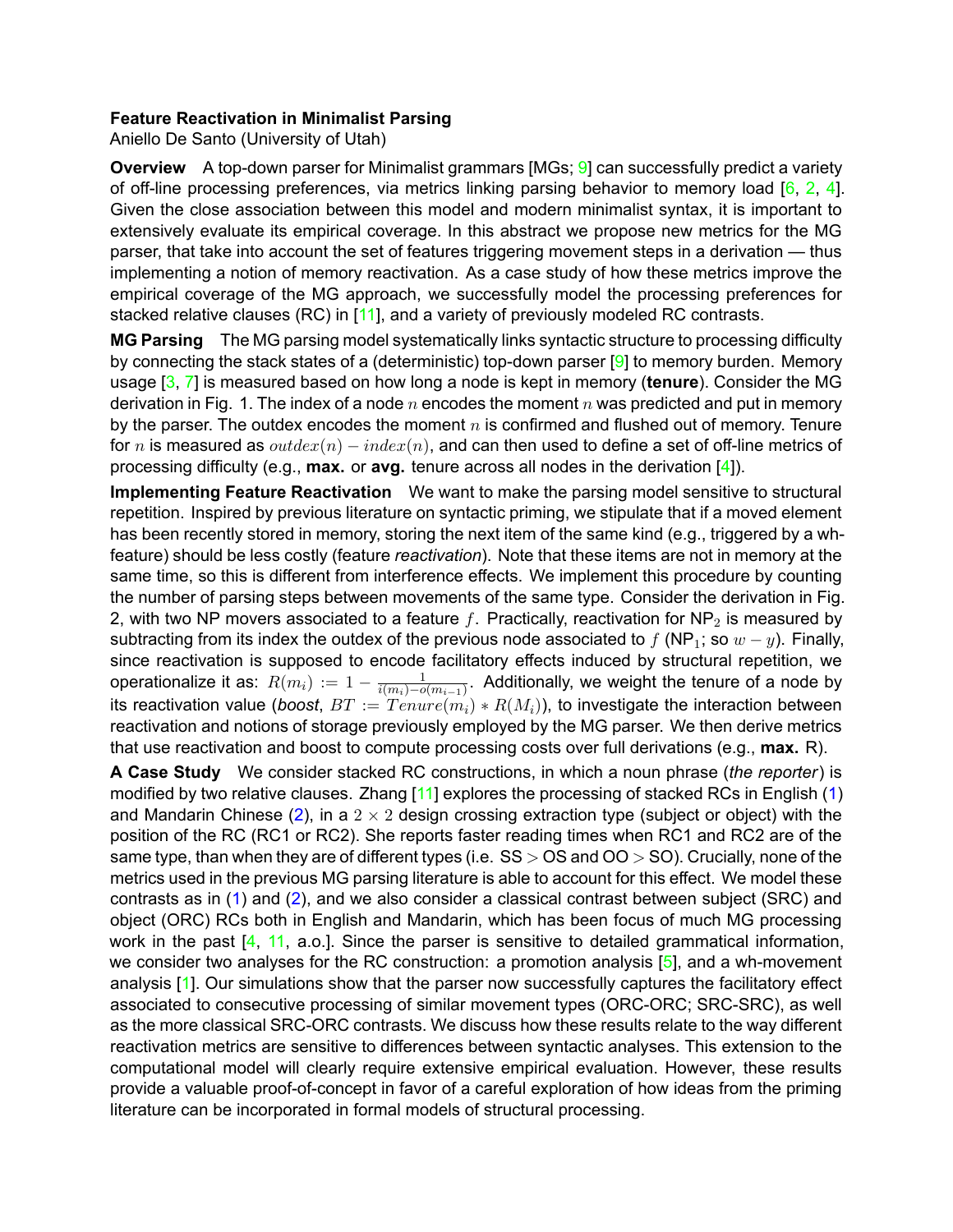**Feature Reactivation in Minimalist Parsing**
Aniello De Santo (University of Utah)

**Overview** A top-down parser for Minimalist grammars [MGs; 9] can successfully predict a variety of off-line processing preferences, via metrics linking parsing behavior to memory load [6, 2, 4]. Given the close association between this model and modern minimalist syntax, it is important to extensively evaluate its empirical coverage. In this abstract we propose new metrics for the MG parser, that take into account the set of features triggering movement steps in a derivation — thus implementing a notion of memory reactivation. As a case study of how these metrics improve the empirical coverage of the MG approach, we successfully model the processing preferences for stacked relative clauses (RC) in [11], and a variety of previously modeled RC contrasts.

**MG Parsing** The MG parsing model systematically links syntactic structure to processing difficulty by connecting the stack states of a (deterministic) top-down parser [9] to memory burden. Memory usage [3, 7] is measured based on how long a node is kept in memory (**tenure**). Consider the MG derivation in Fig. 1. The index of a node $n$ encodes the moment $n$ was predicted and put in memory by the parser. The outdex encodes the moment $n$ is confirmed and flushed out of memory. Tenure for $n$ is measured as $outdex(n) - index(n)$, and can then used to define a set of off-line metrics of processing difficulty (e.g., **max.** or **avg.** tenure across all nodes in the derivation [4]).

**Implementing Feature Reactivation** We want to make the parsing model sensitive to structural repetition. Inspired by previous literature on syntactic priming, we stipulate that if a moved element has been recently stored in memory, storing the next item of the same kind (e.g., triggered by a wh-feature) should be less costly (feature *reactivation*). Note that these items are not in memory at the same time, so this is different from interference effects. We implement this procedure by counting the number of parsing steps between movements of the same type. Consider the derivation in Fig. 2, with two NP movers associated to a feature $f$. Practically, reactivation for NP$_2$ is measured by subtracting from its index the outdex of the previous node associated to $f$ (NP$_1$; so $w - y$). Finally, since reactivation is supposed to encode facilitatory effects induced by structural repetition, we operationalize it as: $R(m_i) := 1 - \frac{1}{i(m_i) - o(m_{i-1})}$. Additionally, we weight the tenure of a node by its reactivation value (*boost*, $BT := Tenure(m_i) * R(M_i)$), to investigate the interaction between reactivation and notions of storage previously employed by the MG parser. We then derive metrics that use reactivation and boost to compute processing costs over full derivations (e.g., **max.** R).

**A Case Study** We consider stacked RC constructions, in which a noun phrase (*the reporter*) is modified by two relative clauses. Zhang [11] explores the processing of stacked RCs in English (1) and Mandarin Chinese (2), in a $2 \times 2$ design crossing extraction type (subject or object) with the position of the RC (RC1 or RC2). She reports faster reading times when RC1 and RC2 are of the same type, than when they are of different types (i.e. SS > OS and OO > SO). Crucially, none of the metrics used in the previous MG parsing literature is able to account for this effect. We model these contrasts as in (1) and (2), and we also consider a classical contrast between subject (SRC) and object (ORC) RCs both in English and Mandarin, which has been focus of much MG processing work in the past [4, 11, a.o.]. Since the parser is sensitive to detailed grammatical information, we consider two analyses for the RC construction: a promotion analysis [5], and a wh-movement analysis [1]. Our simulations show that the parser now successfully captures the facilitatory effect associated to consecutive processing of similar movement types (ORC-ORC; SRC-SRC), as well as the more classical SRC-ORC contrasts. We discuss how these results relate to the way different reactivation metrics are sensitive to differences between syntactic analyses. This extension to the computational model will clearly require extensive empirical evaluation. However, these results provide a valuable proof-of-concept in favor of a careful exploration of how ideas from the priming literature can be incorporated in formal models of structural processing.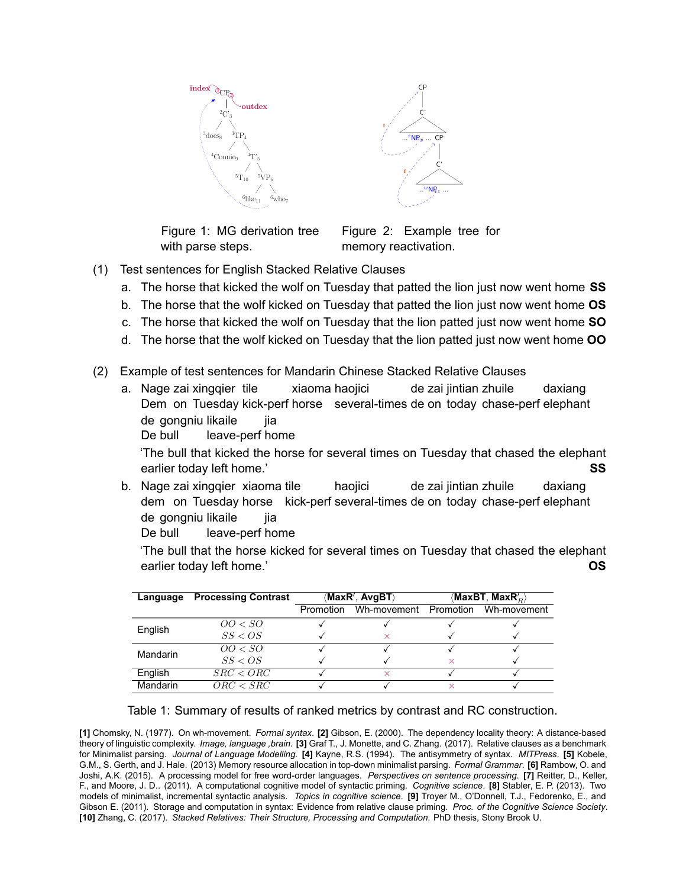Figure 1: MG derivation tree with parse steps.

Figure 2: Example tree for memory reactivation.

(1) Test sentences for English Stacked Relative Clauses

a. The horse that kicked the wolf on Tuesday that patted the lion just now went home **SS**

b. The horse that the wolf kicked on Tuesday that patted the lion just now went home **OS**

c. The horse that kicked the wolf on Tuesday that the lion patted just now went home **SO**

d. The horse that the wolf kicked on Tuesday that the lion patted just now went home **OO**

(2) Example of test sentences for Mandarin Chinese Stacked Relative Clauses

a. Nage zai xingqier tile xiaoma haojici de zai jintian zhuile daxiang
Dem on Tuesday kick-perf horse several-times de on today chase-perf elephant
de gongniu likaile jia
De bull leave-perf home
'The bull that kicked the horse for several times on Tuesday that chased the elephant earlier today left home.' **SS**

b. Nage zai xingqier xiaoma tile haojici de zai jintian zhuile daxiang
dem on Tuesday horse kick-perf several-times de on today chase-perf elephant
de gongniu likaile jia
De bull leave-perf home
'The bull that the horse kicked for several times on Tuesday that chased the elephant earlier today left home.' **OS**

| Language | Processing Contrast | ⟨MaxR′, AvgBT⟩ | | ⟨MaxBT, MaxR′$_R$⟩ | |
|---|---|---|---|---|---|
| | | Promotion | Wh-movement | Promotion | Wh-movement |
| English | $OO < SO$ | ✓ | ✓ | ✓ | ✓ |
| | $SS < OS$ | ✓ | × | ✓ | ✓ |
| Mandarin | $OO < SO$ | ✓ | ✓ | ✓ | ✓ |
| | $SS < OS$ | ✓ | ✓ | × | ✓ |
| English | $SRC < ORC$ | ✓ | × | ✓ | ✓ |
| Mandarin | $ORC < SRC$ | ✓ | ✓ | × | ✓ |

Table 1: Summary of results of ranked metrics by contrast and RC construction.

**[1]** Chomsky, N. (1977). On wh-movement. *Formal syntax*. **[2]** Gibson, E. (2000). The dependency locality theory: A distance-based theory of linguistic complexity. *Image, language ,brain*. **[3]** Graf T., J. Monette, and C. Zhang. (2017). Relative clauses as a benchmark for Minimalist parsing. *Journal of Language Modelling.* **[4]** Kayne, R.S. (1994). The antisymmetry of syntax. *MITPress*. **[5]** Kobele, G.M., S. Gerth, and J. Hale. (2013) Memory resource allocation in top-down minimalist parsing. *Formal Grammar*. **[6]** Rambow, O. and Joshi, A.K. (2015). A processing model for free word-order languages. *Perspectives on sentence processing*. **[7]** Reitter, D., Keller, F., and Moore, J. D.. (2011). A computational cognitive model of syntactic priming. *Cognitive science*. **[8]** Stabler, E. P. (2013). Two models of minimalist, incremental syntactic analysis. *Topics in cognitive science*. **[9]** Troyer M., O'Donnell, T.J., Fedorenko, E., and Gibson E. (2011). Storage and computation in syntax: Evidence from relative clause priming. *Proc. of the Cognitive Science Society*. **[10]** Zhang, C. (2017). *Stacked Relatives: Their Structure, Processing and Computation*. PhD thesis, Stony Brook U.